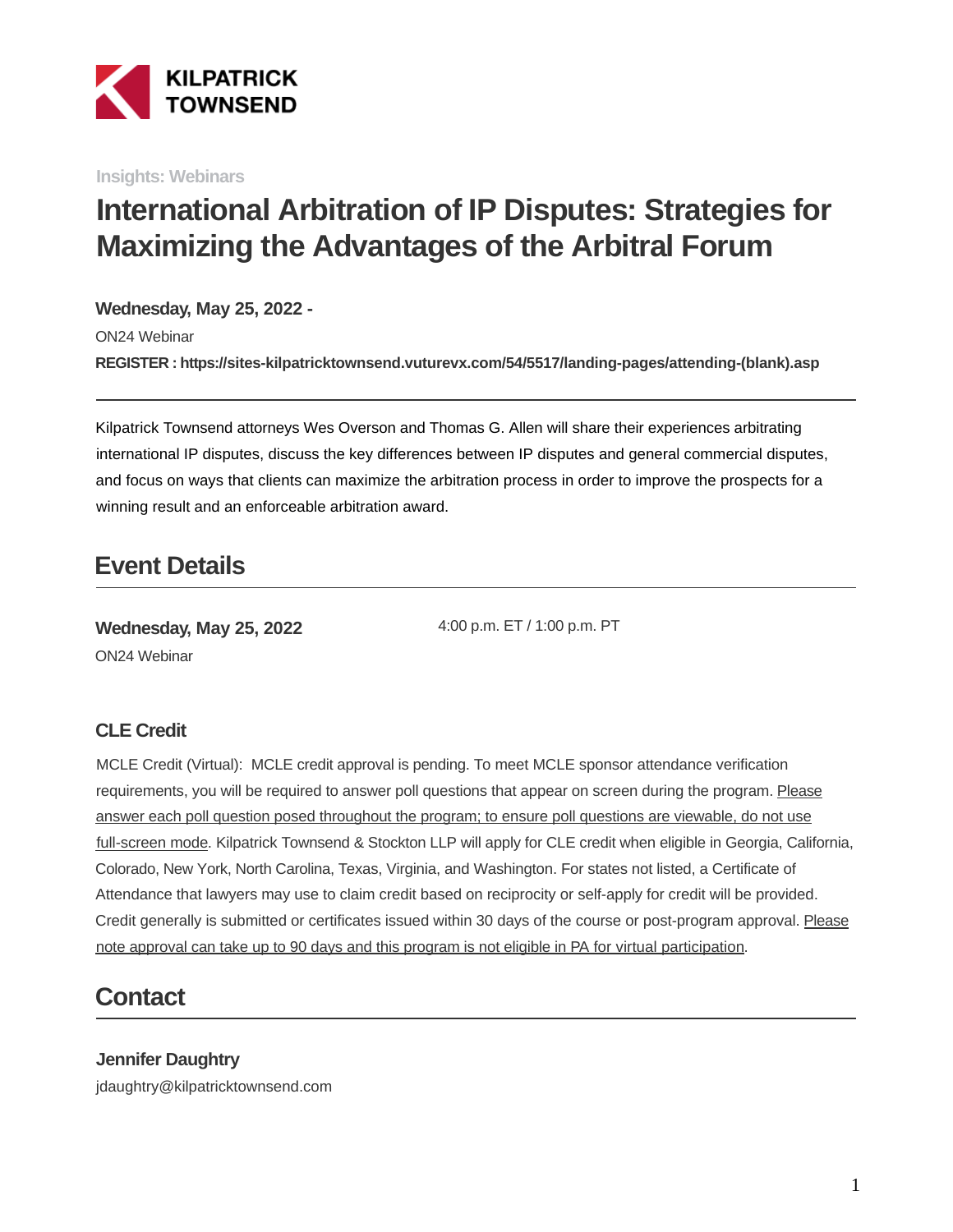KILPATRICK TOWNSEND

Insights: Webinars

# International Arbitration of IP Disputes: Strategies for Maximizing the Advantages of the Arbitral Forum

**Wednesday, May 25, 2022 -**

ON24 Webinar

**REGISTER : https://sites-kilpatricktownsend.vuturevx.com/54/5517/landing-pages/attending-(blank).asp**

---

Kilpatrick Townsend attorneys Wes Overson and Thomas G. Allen will share their experiences arbitrating international IP disputes, discuss the key differences between IP disputes and general commercial disputes, and focus on ways that clients can maximize the arbitration process in order to improve the prospects for a winning result and an enforceable arbitration award.

## Event Details

**Wednesday, May 25, 2022**

ON24 Webinar

4:00 p.m. ET / 1:00 p.m. PT

### CLE Credit

MCLE Credit (Virtual): MCLE credit approval is pending. To meet MCLE sponsor attendance verification requirements, you will be required to answer poll questions that appear on screen during the program. Please answer each poll question posed throughout the program; to ensure poll questions are viewable, do not use full-screen mode. Kilpatrick Townsend & Stockton LLP will apply for CLE credit when eligible in Georgia, California, Colorado, New York, North Carolina, Texas, Virginia, and Washington. For states not listed, a Certificate of Attendance that lawyers may use to claim credit based on reciprocity or self-apply for credit will be provided. Credit generally is submitted or certificates issued within 30 days of the course or post-program approval. Please note approval can take up to 90 days and this program is not eligible in PA for virtual participation.

## Contact

**Jennifer Daughtry**

jdaughtry@kilpatricktownsend.com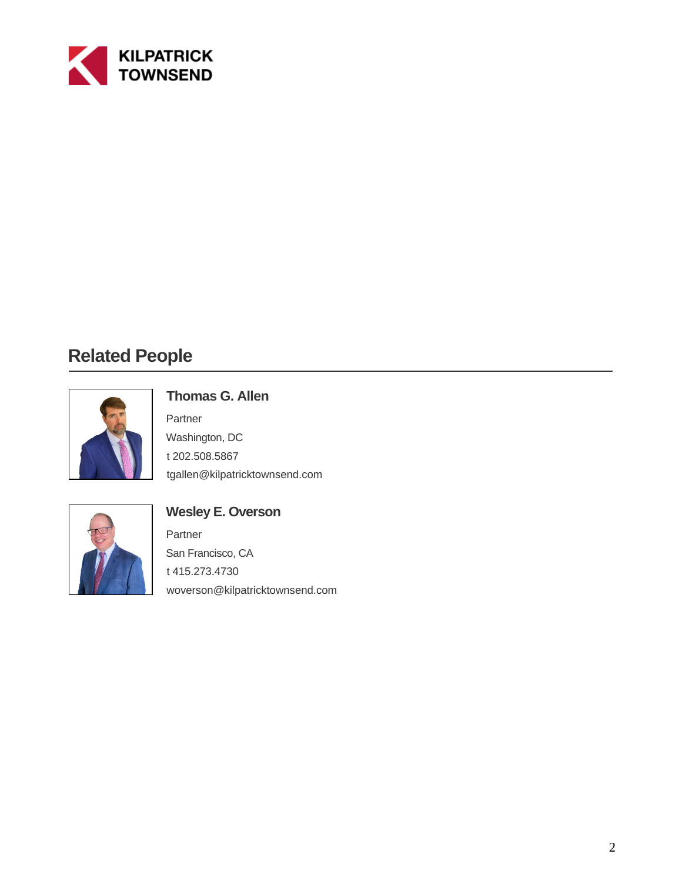## Related People

### Thomas G. Allen

Partner

Washington, DC

t 202.508.5867

tgallen@kilpatricktownsend.com

### Wesley E. Overson

Partner

San Francisco, CA

t 415.273.4730

woverson@kilpatricktownsend.com